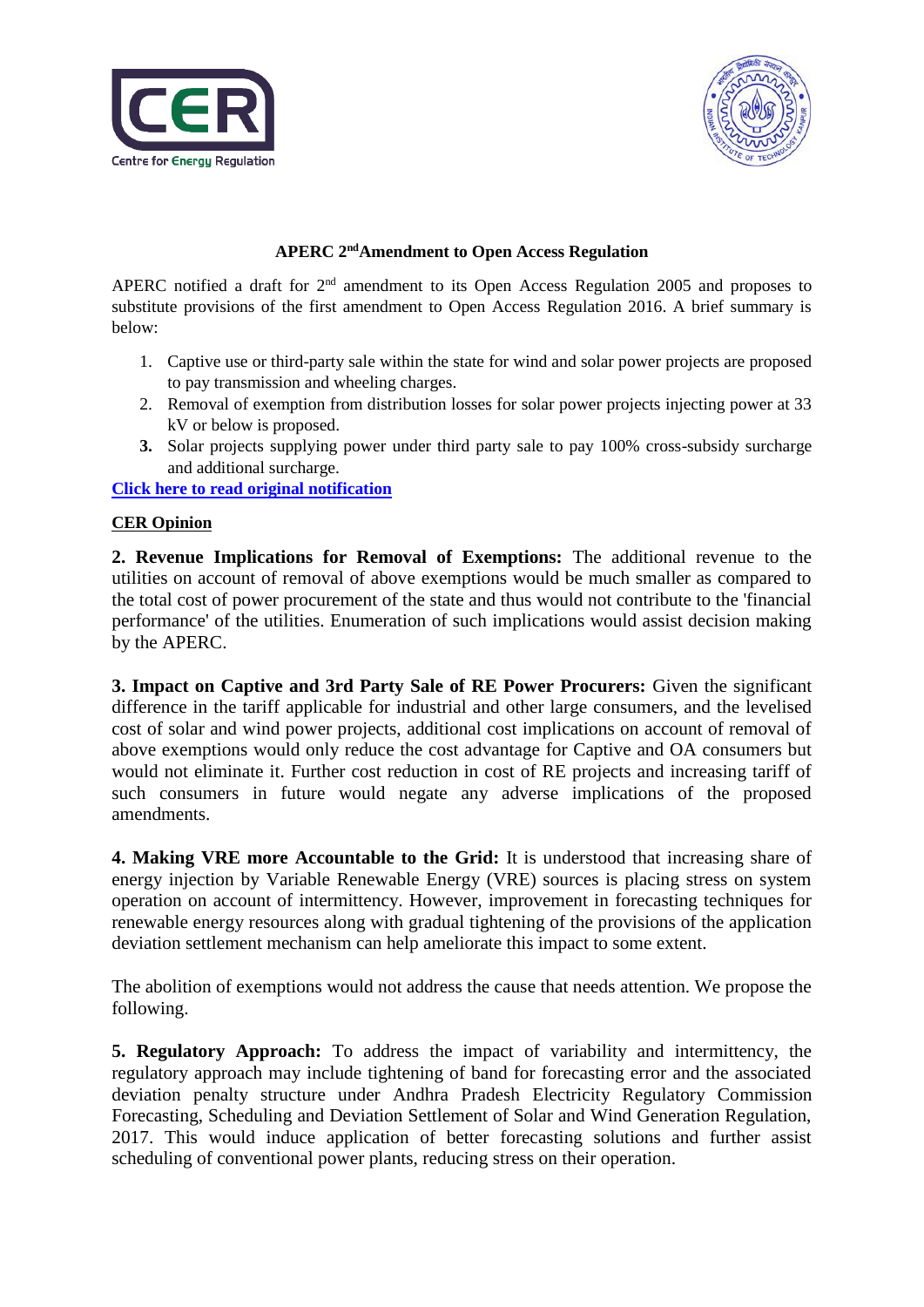## APERC 2nd Amendment to Open Access Regulation

APERC notified a draft for 2nd amendment to its Open Access Regulation 2005 and proposes to substitute provisions of the first amendment to Open Access Regulation 2016. A brief summary is below:

1. Captive use or third-party sale within the state for wind and solar power projects are proposed to pay transmission and wheeling charges.
2. Removal of exemption from distribution losses for solar power projects injecting power at 33 kV or below is proposed.
3. Solar projects supplying power under third party sale to pay 100% cross-subsidy surcharge and additional surcharge.

**Click here to read original notification**

**CER Opinion**

**2. Revenue Implications for Removal of Exemptions:** The additional revenue to the utilities on account of removal of above exemptions would be much smaller as compared to the total cost of power procurement of the state and thus would not contribute to the 'financial performance' of the utilities. Enumeration of such implications would assist decision making by the APERC.

**3. Impact on Captive and 3rd Party Sale of RE Power Procurers:** Given the significant difference in the tariff applicable for industrial and other large consumers, and the levelised cost of solar and wind power projects, additional cost implications on account of removal of above exemptions would only reduce the cost advantage for Captive and OA consumers but would not eliminate it. Further cost reduction in cost of RE projects and increasing tariff of such consumers in future would negate any adverse implications of the proposed amendments.

**4. Making VRE more Accountable to the Grid:** It is understood that increasing share of energy injection by Variable Renewable Energy (VRE) sources is placing stress on system operation on account of intermittency. However, improvement in forecasting techniques for renewable energy resources along with gradual tightening of the provisions of the application deviation settlement mechanism can help ameliorate this impact to some extent.

The abolition of exemptions would not address the cause that needs attention. We propose the following.

**5. Regulatory Approach:** To address the impact of variability and intermittency, the regulatory approach may include tightening of band for forecasting error and the associated deviation penalty structure under Andhra Pradesh Electricity Regulatory Commission Forecasting, Scheduling and Deviation Settlement of Solar and Wind Generation Regulation, 2017. This would induce application of better forecasting solutions and further assist scheduling of conventional power plants, reducing stress on their operation.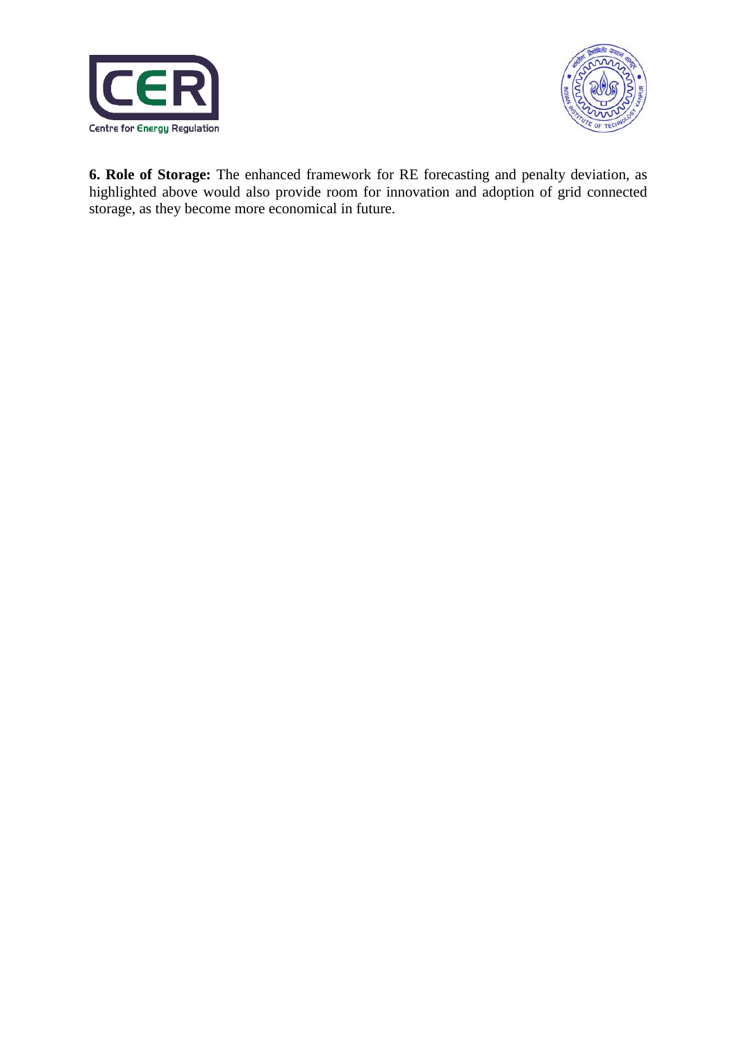**6. Role of Storage:** The enhanced framework for RE forecasting and penalty deviation, as highlighted above would also provide room for innovation and adoption of grid connected storage, as they become more economical in future.